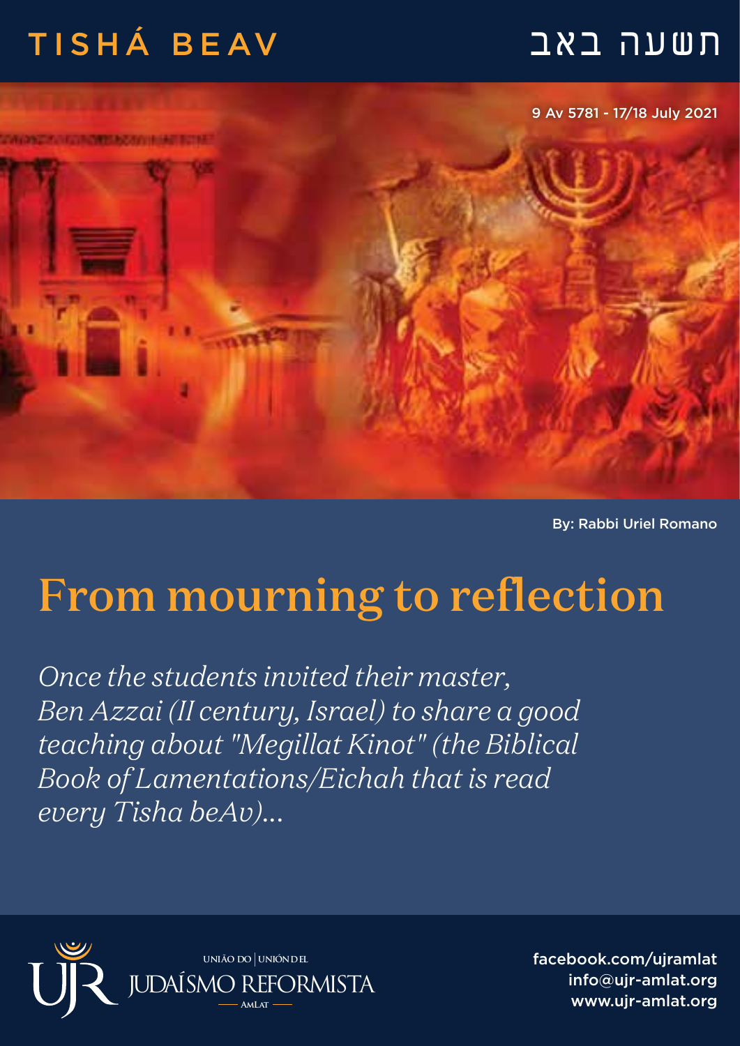TISHÁ BEAV

תשעה באב

9 Av 5781 - 17/18 July 2021

By: Rabbi Uriel Romano

# From mourning to reflection

*Once the students invited their master, Ben Azzai (II century, Israel) to share a good teaching about "Megillat Kinot" (the Biblical Book of Lamentations/Eichah that is read every Tisha beAv)...*

UNIÃO DO | UNIÓN DEL JUDAÍSMO REFORMISTA AMLAT

facebook.com/ujramlat
info@ujr-amlat.org
www.ujr-amlat.org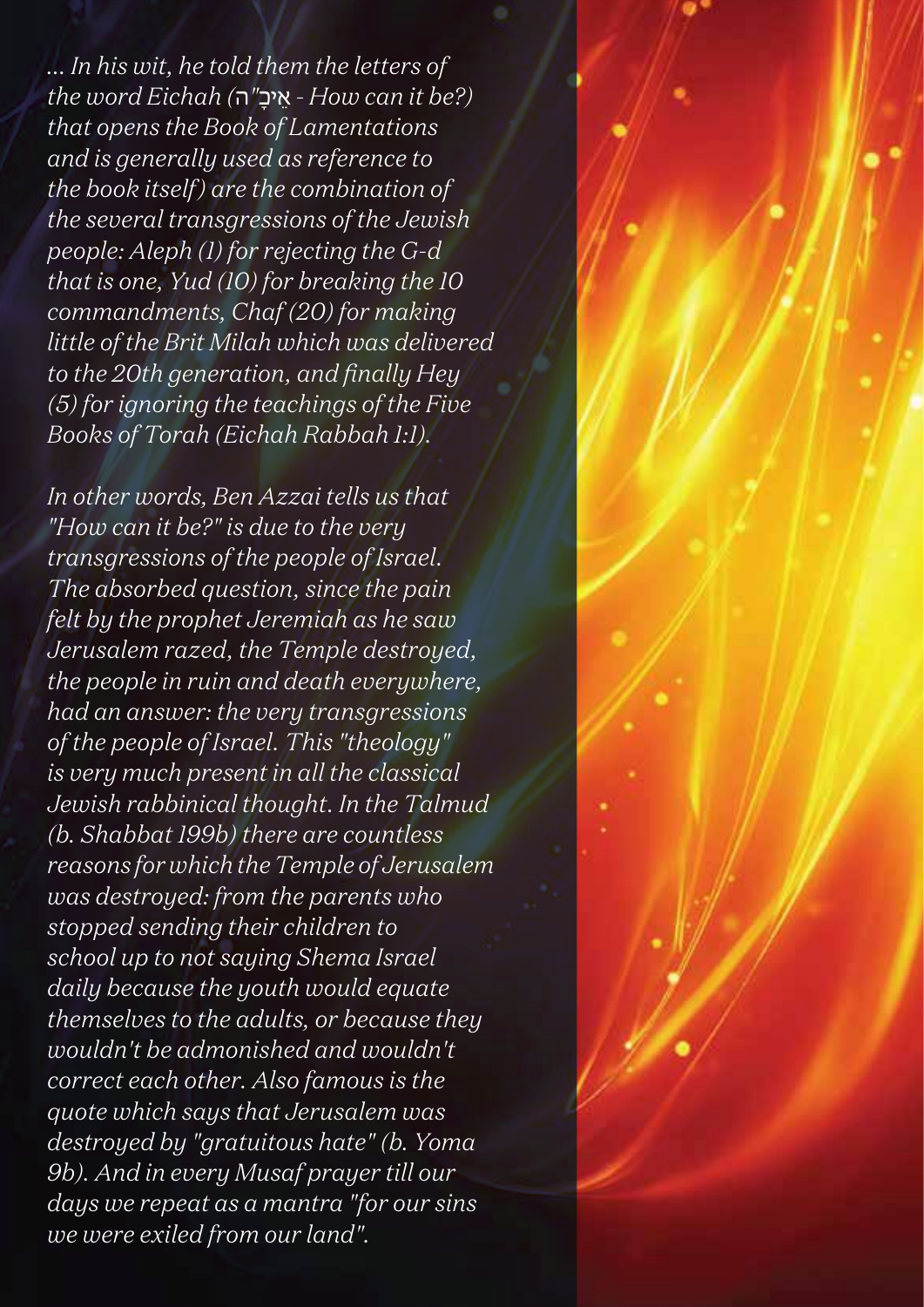*... In his wit, he told them the letters of the word Eichah (אֵיכָ"ה - How can it be?) that opens the Book of Lamentations and is generally used as reference to the book itself) are the combination of the several transgressions of the Jewish people: Aleph (1) for rejecting the G-d that is one, Yud (10) for breaking the 10 commandments, Chaf (20) for making little of the Brit Milah which was delivered to the 20th generation, and finally Hey (5) for ignoring the teachings of the Five Books of Torah (Eichah Rabbah 1:1).*

*In other words, Ben Azzai tells us that "How can it be?" is due to the very transgressions of the people of Israel. The absorbed question, since the pain felt by the prophet Jeremiah as he saw Jerusalem razed, the Temple destroyed, the people in ruin and death everywhere, had an answer: the very transgressions of the people of Israel. This "theology" is very much present in all the classical Jewish rabbinical thought. In the Talmud (b. Shabbat 199b) there are countless reasons for which the Temple of Jerusalem was destroyed: from the parents who stopped sending their children to school up to not saying Shema Israel daily because the youth would equate themselves to the adults, or because they wouldn't be admonished and wouldn't correct each other. Also famous is the quote which says that Jerusalem was destroyed by "gratuitous hate" (b. Yoma 9b). And in every Musaf prayer till our days we repeat as a mantra "for our sins we were exiled from our land".*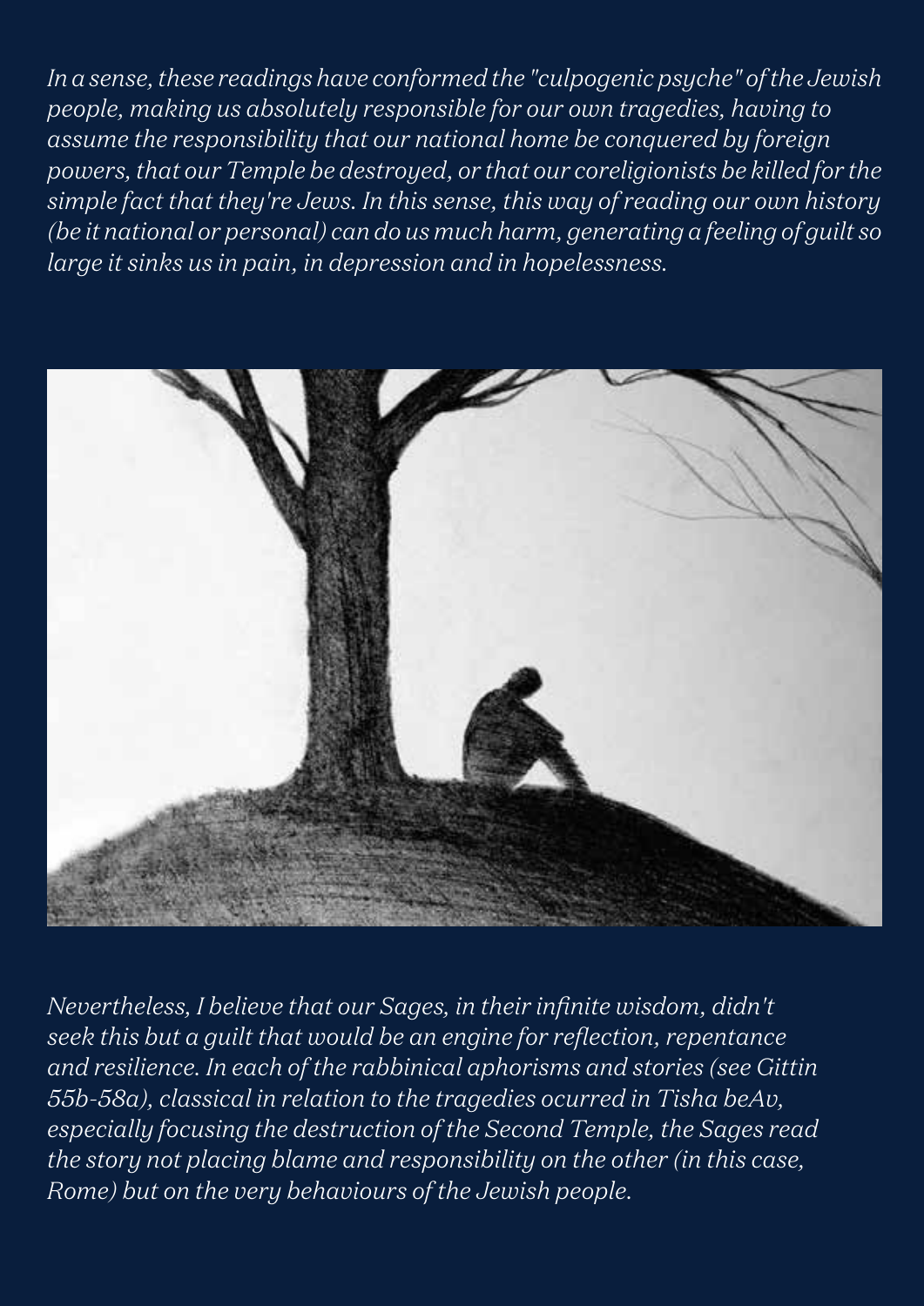*In a sense, these readings have conformed the "culpogenic psyche" of the Jewish people, making us absolutely responsible for our own tragedies, having to assume the responsibility that our national home be conquered by foreign powers, that our Temple be destroyed, or that our coreligionists be killed for the simple fact that they're Jews. In this sense, this way of reading our own history (be it national or personal) can do us much harm, generating a feeling of guilt so large it sinks us in pain, in depression and in hopelessness.*

*Nevertheless, I believe that our Sages, in their infinite wisdom, didn't seek this but a guilt that would be an engine for reflection, repentance and resilience. In each of the rabbinical aphorisms and stories (see Gittin 55b-58a), classical in relation to the tragedies ocurred in Tisha beAv, especially focusing the destruction of the Second Temple, the Sages read the story not placing blame and responsibility on the other (in this case, Rome) but on the very behaviours of the Jewish people.*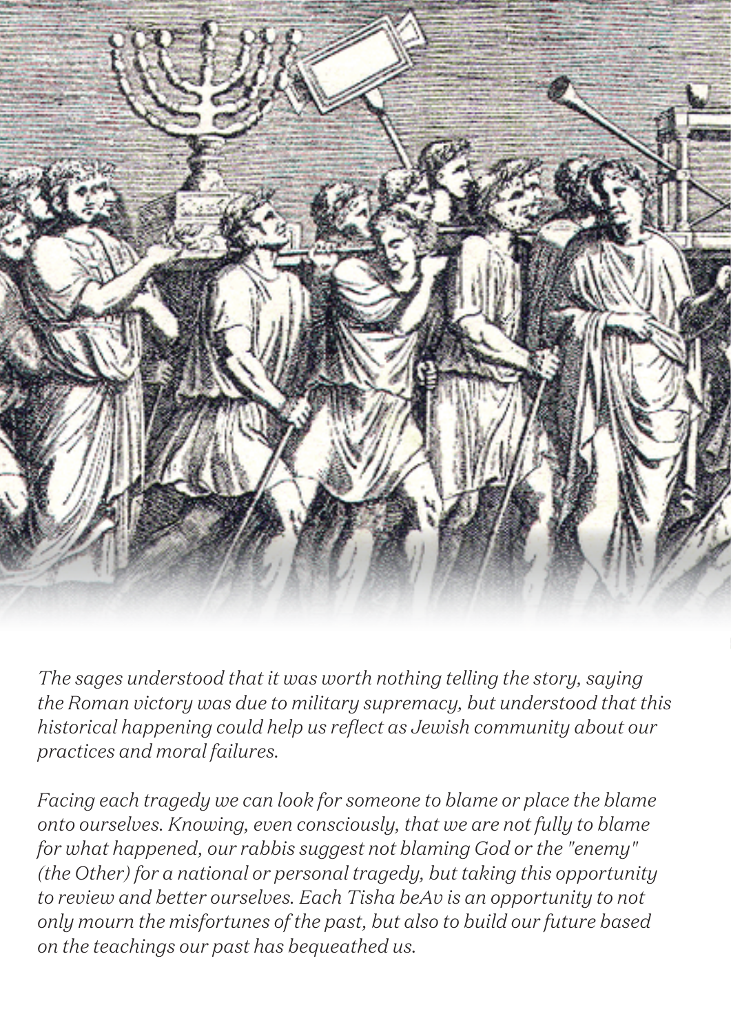*The sages understood that it was worth nothing telling the story, saying the Roman victory was due to military supremacy, but understood that this historical happening could help us reflect as Jewish community about our practices and moral failures.*

*Facing each tragedy we can look for someone to blame or place the blame onto ourselves. Knowing, even consciously, that we are not fully to blame for what happened, our rabbis suggest not blaming God or the "enemy" (the Other) for a national or personal tragedy, but taking this opportunity to review and better ourselves. Each Tisha beAv is an opportunity to not only mourn the misfortunes of the past, but also to build our future based on the teachings our past has bequeathed us.*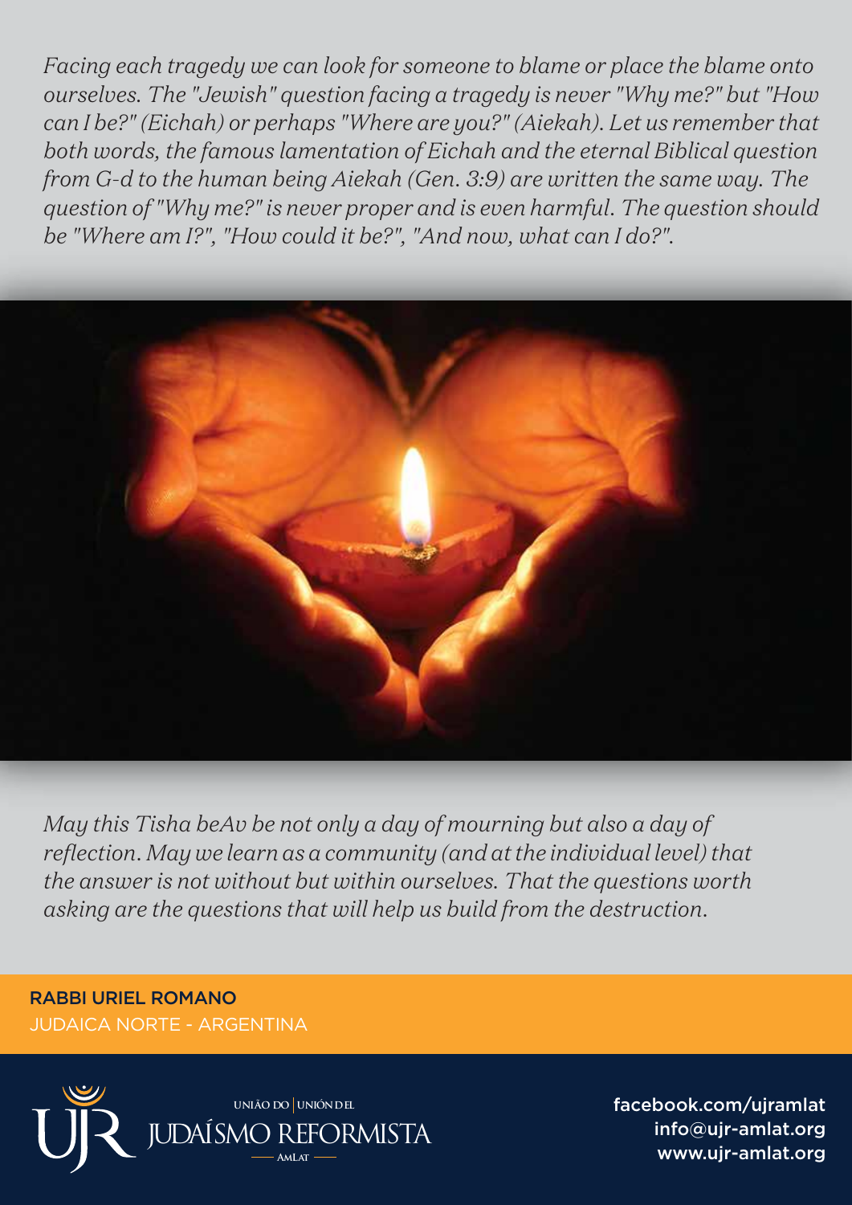*Facing each tragedy we can look for someone to blame or place the blame onto ourselves. The "Jewish" question facing a tragedy is never "Why me?" but "How can I be?" (Eichah) or perhaps "Where are you?" (Aiekah). Let us remember that both words, the famous lamentation of Eichah and the eternal Biblical question from G-d to the human being Aiekah (Gen. 3:9) are written the same way. The question of "Why me?" is never proper and is even harmful. The question should be "Where am I?", "How could it be?", "And now, what can I do?".*

*May this Tisha beAv be not only a day of mourning but also a day of reflection. May we learn as a community (and at the individual level) that the answer is not without but within ourselves. That the questions worth asking are the questions that will help us build from the destruction.*

**RABBI URIEL ROMANO**
JUDAICA NORTE - ARGENTINA

UNIÃO DO | UNIÓN DEL JUDAÍSMO REFORMISTA — AMLAT

facebook.com/ujramlat
info@ujr-amlat.org
www.ujr-amlat.org